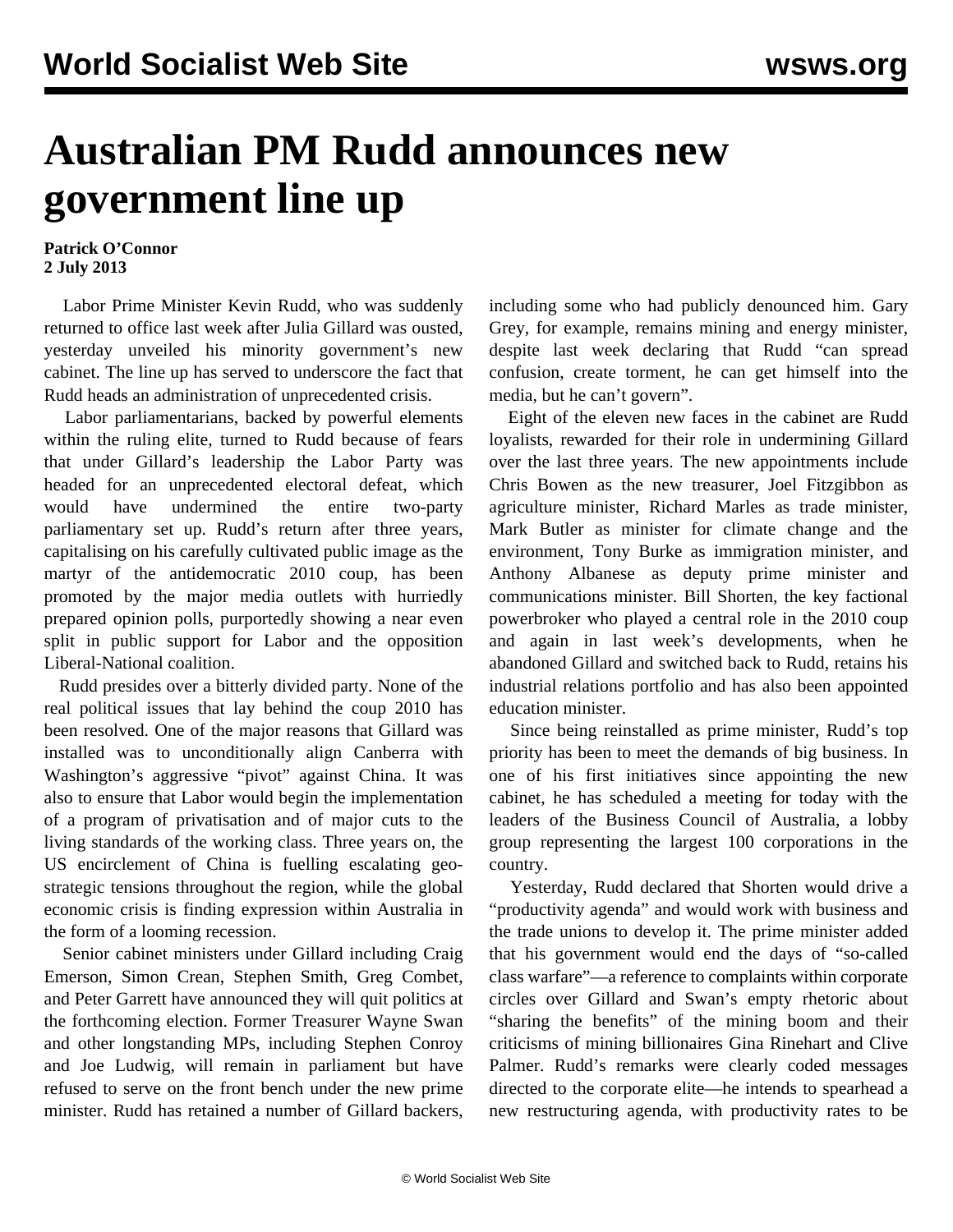# Australian PM Rudd announces new government line up

**Patrick O'Connor**
**2 July 2013**

Labor Prime Minister Kevin Rudd, who was suddenly returned to office last week after Julia Gillard was ousted, yesterday unveiled his minority government's new cabinet. The line up has served to underscore the fact that Rudd heads an administration of unprecedented crisis.

Labor parliamentarians, backed by powerful elements within the ruling elite, turned to Rudd because of fears that under Gillard's leadership the Labor Party was headed for an unprecedented electoral defeat, which would have undermined the entire two-party parliamentary set up. Rudd's return after three years, capitalising on his carefully cultivated public image as the martyr of the antidemocratic 2010 coup, has been promoted by the major media outlets with hurriedly prepared opinion polls, purportedly showing a near even split in public support for Labor and the opposition Liberal-National coalition.

Rudd presides over a bitterly divided party. None of the real political issues that lay behind the coup 2010 has been resolved. One of the major reasons that Gillard was installed was to unconditionally align Canberra with Washington's aggressive "pivot" against China. It was also to ensure that Labor would begin the implementation of a program of privatisation and of major cuts to the living standards of the working class. Three years on, the US encirclement of China is fuelling escalating geo-strategic tensions throughout the region, while the global economic crisis is finding expression within Australia in the form of a looming recession.

Senior cabinet ministers under Gillard including Craig Emerson, Simon Crean, Stephen Smith, Greg Combet, and Peter Garrett have announced they will quit politics at the forthcoming election. Former Treasurer Wayne Swan and other longstanding MPs, including Stephen Conroy and Joe Ludwig, will remain in parliament but have refused to serve on the front bench under the new prime minister. Rudd has retained a number of Gillard backers, including some who had publicly denounced him. Gary Grey, for example, remains mining and energy minister, despite last week declaring that Rudd "can spread confusion, create torment, he can get himself into the media, but he can't govern".

Eight of the eleven new faces in the cabinet are Rudd loyalists, rewarded for their role in undermining Gillard over the last three years. The new appointments include Chris Bowen as the new treasurer, Joel Fitzgibbon as agriculture minister, Richard Marles as trade minister, Mark Butler as minister for climate change and the environment, Tony Burke as immigration minister, and Anthony Albanese as deputy prime minister and communications minister. Bill Shorten, the key factional powerbroker who played a central role in the 2010 coup and again in last week's developments, when he abandoned Gillard and switched back to Rudd, retains his industrial relations portfolio and has also been appointed education minister.

Since being reinstalled as prime minister, Rudd's top priority has been to meet the demands of big business. In one of his first initiatives since appointing the new cabinet, he has scheduled a meeting for today with the leaders of the Business Council of Australia, a lobby group representing the largest 100 corporations in the country.

Yesterday, Rudd declared that Shorten would drive a "productivity agenda" and would work with business and the trade unions to develop it. The prime minister added that his government would end the days of "so-called class warfare"—a reference to complaints within corporate circles over Gillard and Swan's empty rhetoric about "sharing the benefits" of the mining boom and their criticisms of mining billionaires Gina Rinehart and Clive Palmer. Rudd's remarks were clearly coded messages directed to the corporate elite—he intends to spearhead a new restructuring agenda, with productivity rates to be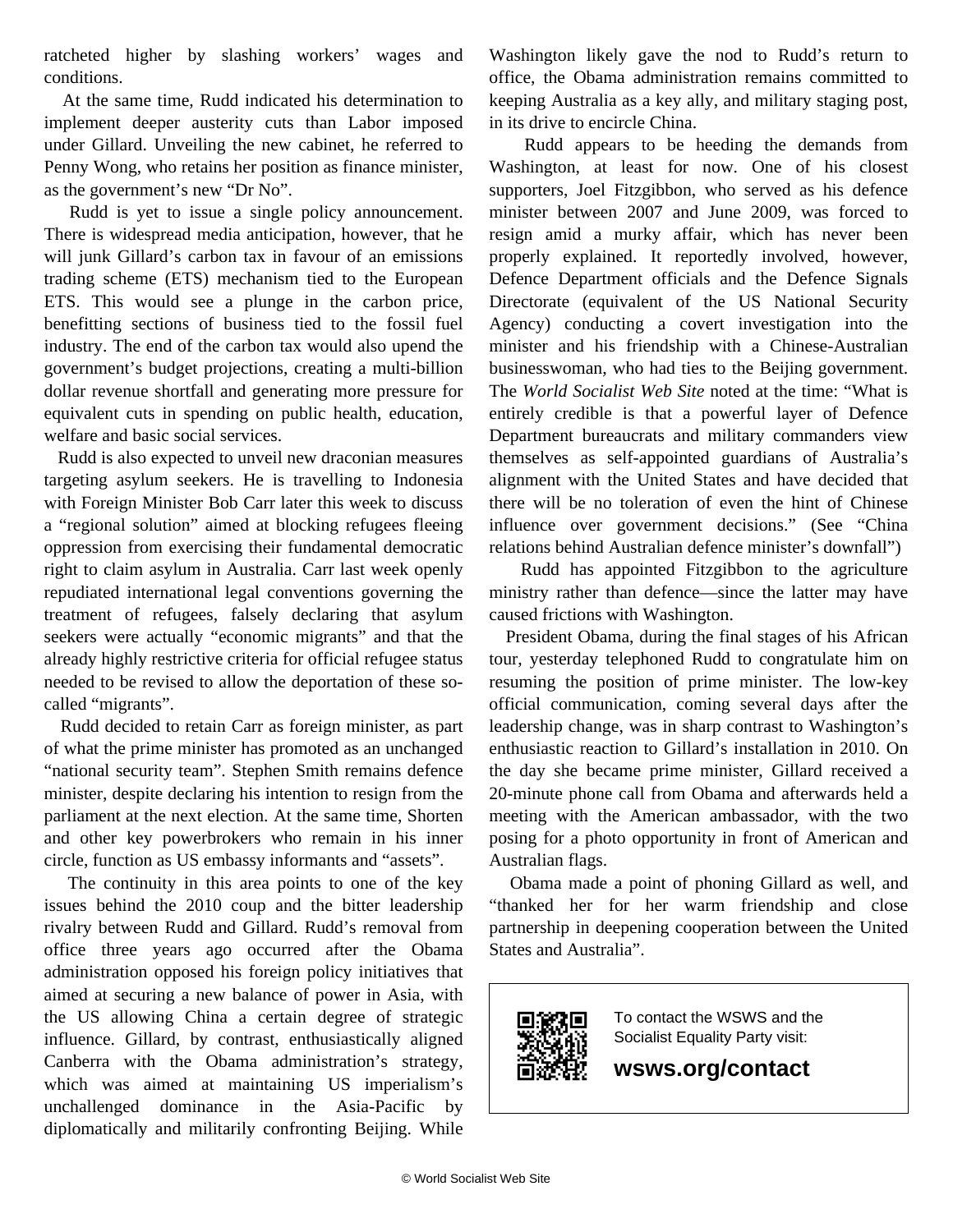ratcheted higher by slashing workers' wages and conditions.

At the same time, Rudd indicated his determination to implement deeper austerity cuts than Labor imposed under Gillard. Unveiling the new cabinet, he referred to Penny Wong, who retains her position as finance minister, as the government's new "Dr No".

Rudd is yet to issue a single policy announcement. There is widespread media anticipation, however, that he will junk Gillard's carbon tax in favour of an emissions trading scheme (ETS) mechanism tied to the European ETS. This would see a plunge in the carbon price, benefitting sections of business tied to the fossil fuel industry. The end of the carbon tax would also upend the government's budget projections, creating a multi-billion dollar revenue shortfall and generating more pressure for equivalent cuts in spending on public health, education, welfare and basic social services.

Rudd is also expected to unveil new draconian measures targeting asylum seekers. He is travelling to Indonesia with Foreign Minister Bob Carr later this week to discuss a "regional solution" aimed at blocking refugees fleeing oppression from exercising their fundamental democratic right to claim asylum in Australia. Carr last week openly repudiated international legal conventions governing the treatment of refugees, falsely declaring that asylum seekers were actually "economic migrants" and that the already highly restrictive criteria for official refugee status needed to be revised to allow the deportation of these so-called "migrants".

Rudd decided to retain Carr as foreign minister, as part of what the prime minister has promoted as an unchanged "national security team". Stephen Smith remains defence minister, despite declaring his intention to resign from the parliament at the next election. At the same time, Shorten and other key powerbrokers who remain in his inner circle, function as US embassy informants and "assets".

The continuity in this area points to one of the key issues behind the 2010 coup and the bitter leadership rivalry between Rudd and Gillard. Rudd's removal from office three years ago occurred after the Obama administration opposed his foreign policy initiatives that aimed at securing a new balance of power in Asia, with the US allowing China a certain degree of strategic influence. Gillard, by contrast, enthusiastically aligned Canberra with the Obama administration's strategy, which was aimed at maintaining US imperialism's unchallenged dominance in the Asia-Pacific by diplomatically and militarily confronting Beijing. While Washington likely gave the nod to Rudd's return to office, the Obama administration remains committed to keeping Australia as a key ally, and military staging post, in its drive to encircle China.

Rudd appears to be heeding the demands from Washington, at least for now. One of his closest supporters, Joel Fitzgibbon, who served as his defence minister between 2007 and June 2009, was forced to resign amid a murky affair, which has never been properly explained. It reportedly involved, however, Defence Department officials and the Defence Signals Directorate (equivalent of the US National Security Agency) conducting a covert investigation into the minister and his friendship with a Chinese-Australian businesswoman, who had ties to the Beijing government. The *World Socialist Web Site* noted at the time: "What is entirely credible is that a powerful layer of Defence Department bureaucrats and military commanders view themselves as self-appointed guardians of Australia's alignment with the United States and have decided that there will be no toleration of even the hint of Chinese influence over government decisions." (See "China relations behind Australian defence minister's downfall")

Rudd has appointed Fitzgibbon to the agriculture ministry rather than defence—since the latter may have caused frictions with Washington.

President Obama, during the final stages of his African tour, yesterday telephoned Rudd to congratulate him on resuming the position of prime minister. The low-key official communication, coming several days after the leadership change, was in sharp contrast to Washington's enthusiastic reaction to Gillard's installation in 2010. On the day she became prime minister, Gillard received a 20-minute phone call from Obama and afterwards held a meeting with the American ambassador, with the two posing for a photo opportunity in front of American and Australian flags.

Obama made a point of phoning Gillard as well, and "thanked her for her warm friendship and close partnership in deepening cooperation between the United States and Australia".

To contact the WSWS and the Socialist Equality Party visit:

**wsws.org/contact**